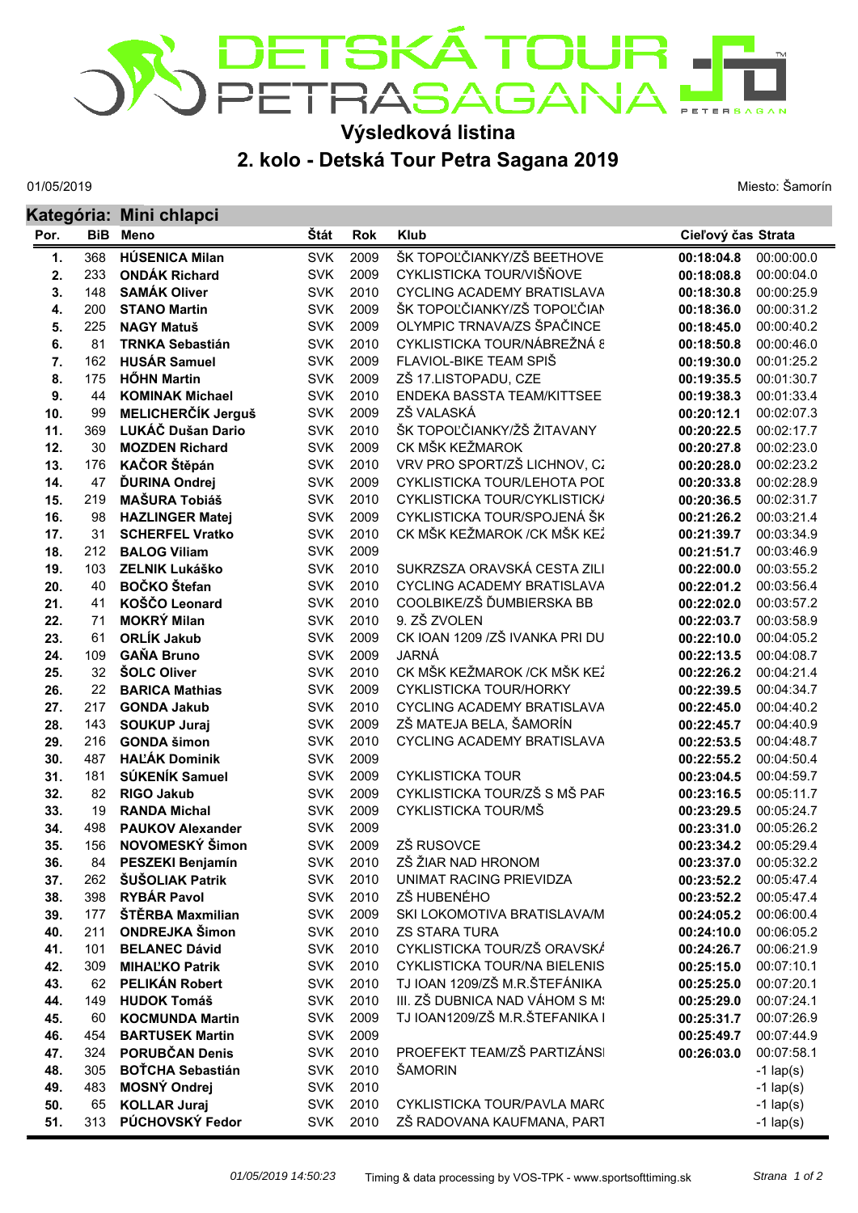# DETSKÁ TOUR PETRA SAGANA

## Výsledková listina

## 2. kolo - Detská Tour Petra Sagana 2019

01/05/2019 Miesto: Šamorín

### Kategória: Mini chlapci

| Por. | BiB | Meno | Štát | Rok | Klub | Cieľový čas | Strata |
|---|---|---|---|---|---|---|---|
| 1. | 368 | **HÚSENICA Milan** | SVK | 2009 | ŠK TOPOĽČIANKY/ZŠ BEETHOVE | **00:18:04.8** | 00:00:00.0 |
| 2. | 233 | **ONDÁK Richard** | SVK | 2009 | CYKLISTICKA TOUR/VIŠŇOVE | **00:18:08.8** | 00:00:04.0 |
| 3. | 148 | **SAMÁK Oliver** | SVK | 2010 | CYCLING ACADEMY BRATISLAVA | **00:18:30.8** | 00:00:25.9 |
| 4. | 200 | **STANO Martin** | SVK | 2009 | ŠK TOPOĽČIANKY/ZŠ TOPOĽČIAN | **00:18:36.0** | 00:00:31.2 |
| 5. | 225 | **NAGY Matuš** | SVK | 2009 | OLYMPIC TRNAVA/ZS ŠPAČINCE | **00:18:45.0** | 00:00:40.2 |
| 6. | 81 | **TRNKA Sebastián** | SVK | 2010 | CYKLISTICKA TOUR/NÁBREŽNÁ 8 | **00:18:50.8** | 00:00:46.0 |
| 7. | 162 | **HUSÁR Samuel** | SVK | 2009 | FLAVIOL-BIKE TEAM SPIŠ | **00:19:30.0** | 00:01:25.2 |
| 8. | 175 | **HŐHN Martin** | SVK | 2009 | ZŠ 17.LISTOPADU, CZE | **00:19:35.5** | 00:01:30.7 |
| 9. | 44 | **KOMINAK Michael** | SVK | 2010 | ENDEKA BASSTA TEAM/KITTSEE | **00:19:38.3** | 00:01:33.4 |
| 10. | 99 | **MELICHERČÍK Jerguš** | SVK | 2009 | ZŠ VALASKÁ | **00:20:12.1** | 00:02:07.3 |
| 11. | 369 | **LUKÁČ Dušan Dario** | SVK | 2010 | ŠK TOPOĽČIANKY/ZŠ ŽITAVANY | **00:20:22.5** | 00:02:17.7 |
| 12. | 30 | **MOZDEN Richard** | SVK | 2009 | CK MŠK KEŽMAROK | **00:20:27.8** | 00:02:23.0 |
| 13. | 176 | **KAČOR Štěpán** | SVK | 2010 | VRV PRO SPORT/ZŠ LICHNOV, CZ | **00:20:28.0** | 00:02:23.2 |
| 14. | 47 | **ĎURINA Ondrej** | SVK | 2009 | CYKLISTICKA TOUR/LEHOTA POD | **00:20:33.8** | 00:02:28.9 |
| 15. | 219 | **MAŠURA Tobiáš** | SVK | 2010 | CYKLISTICKA TOUR/CYKLISTICKÁ | **00:20:36.5** | 00:02:31.7 |
| 16. | 98 | **HAZLINGER Matej** | SVK | 2009 | CYKLISTICKA TOUR/SPOJENÁ ŠK | **00:21:26.2** | 00:03:21.4 |
| 17. | 31 | **SCHERFEL Vratko** | SVK | 2010 | CK MŠK KEŽMAROK /CK MŠK KEŽ | **00:21:39.7** | 00:03:34.9 |
| 18. | 212 | **BALOG Viliam** | SVK | 2009 | | **00:21:51.7** | 00:03:46.9 |
| 19. | 103 | **ZELNIK Lukáško** | SVK | 2010 | SUKRZSZA ORAVSKÁ CESTA ZILI | **00:22:00.0** | 00:03:55.2 |
| 20. | 40 | **BOČKO Štefan** | SVK | 2010 | CYCLING ACADEMY BRATISLAVA | **00:22:01.2** | 00:03:56.4 |
| 21. | 41 | **KOŠČO Leonard** | SVK | 2010 | COOLBIKE/ZŠ ĎUMBIERSKA BB | **00:22:02.0** | 00:03:57.2 |
| 22. | 71 | **MOKRÝ Milan** | SVK | 2010 | 9. ZŠ ZVOLEN | **00:22:03.7** | 00:03:58.9 |
| 23. | 61 | **ORLÍK Jakub** | SVK | 2009 | CK IOAN 1209 /ZŠ IVANKA PRI DU | **00:22:10.0** | 00:04:05.2 |
| 24. | 109 | **GAŇA Bruno** | SVK | 2009 | JARNÁ | **00:22:13.5** | 00:04:08.7 |
| 25. | 32 | **ŠOLC Oliver** | SVK | 2010 | CK MŠK KEŽMAROK /CK MŠK KEŽ | **00:22:26.2** | 00:04:21.4 |
| 26. | 22 | **BARICA Mathias** | SVK | 2009 | CYKLISTICKA TOUR/HORKY | **00:22:39.5** | 00:04:34.7 |
| 27. | 217 | **GONDA Jakub** | SVK | 2010 | CYCLING ACADEMY BRATISLAVA | **00:22:45.0** | 00:04:40.2 |
| 28. | 143 | **SOUKUP Juraj** | SVK | 2009 | ZŠ MATEJA BELA, ŠAMORÍN | **00:22:45.7** | 00:04:40.9 |
| 29. | 216 | **GONDA šimon** | SVK | 2010 | CYCLING ACADEMY BRATISLAVA | **00:22:53.5** | 00:04:48.7 |
| 30. | 487 | **HAĽÁK Dominik** | SVK | 2009 | | **00:22:55.2** | 00:04:50.4 |
| 31. | 181 | **SÚKENÍK Samuel** | SVK | 2009 | CYKLISTICKA TOUR | **00:23:04.5** | 00:04:59.7 |
| 32. | 82 | **RIGO Jakub** | SVK | 2009 | CYKLISTICKA TOUR/ZŠ S MŠ PAR | **00:23:16.5** | 00:05:11.7 |
| 33. | 19 | **RANDA Michal** | SVK | 2009 | CYKLISTICKA TOUR/MŠ | **00:23:29.5** | 00:05:24.7 |
| 34. | 498 | **PAUKOV Alexander** | SVK | 2009 | | **00:23:31.0** | 00:05:26.2 |
| 35. | 156 | **NOVOMESKÝ Šimon** | SVK | 2009 | ZŠ RUSOVCE | **00:23:34.2** | 00:05:29.4 |
| 36. | 84 | **PESZEKI Benjamín** | SVK | 2010 | ZŠ ŽIAR NAD HRONOM | **00:23:37.0** | 00:05:32.2 |
| 37. | 262 | **ŠUŠOLIAK Patrik** | SVK | 2010 | UNIMAT RACING PRIEVIDZA | **00:23:52.2** | 00:05:47.4 |
| 38. | 398 | **RYBÁR Pavol** | SVK | 2010 | ZŠ HUBENÉHO | **00:23:52.2** | 00:05:47.4 |
| 39. | 177 | **ŠTĚRBA Maxmilian** | SVK | 2009 | SKI LOKOMOTIVA BRATISLAVA/M | **00:24:05.2** | 00:06:00.4 |
| 40. | 211 | **ONDREJKA Šimon** | SVK | 2010 | ZS STARA TURA | **00:24:10.0** | 00:06:05.2 |
| 41. | 101 | **BELANEC Dávid** | SVK | 2010 | CYKLISTICKA TOUR/ZŠ ORAVSKÁ | **00:24:26.7** | 00:06:21.9 |
| 42. | 309 | **MIHAĽKO Patrik** | SVK | 2010 | CYKLISTICKA TOUR/NA BIELENIS | **00:25:15.0** | 00:07:10.1 |
| 43. | 62 | **PELIKÁN Robert** | SVK | 2010 | TJ IOAN 1209/ZŠ M.R.ŠTEFÁNIKA | **00:25:25.0** | 00:07:20.1 |
| 44. | 149 | **HUDOK Tomáš** | SVK | 2010 | III. ZŠ DUBNICA NAD VÁHOM S M | **00:25:29.0** | 00:07:24.1 |
| 45. | 60 | **KOCMUNDA Martin** | SVK | 2009 | TJ IOAN1209/ZŠ M.R.ŠTEFANIKA I | **00:25:31.7** | 00:07:26.9 |
| 46. | 454 | **BARTUSEK Martin** | SVK | 2009 | | **00:25:49.7** | 00:07:44.9 |
| 47. | 324 | **PORUBČAN Denis** | SVK | 2010 | PROEFEKT TEAM/ZŠ PARTIZÁNS | **00:26:03.0** | 00:07:58.1 |
| 48. | 305 | **BOŤCHA Sebastián** | SVK | 2010 | ŠAMORIN | | -1 lap(s) |
| 49. | 483 | **MOSNÝ Ondrej** | SVK | 2010 | | | -1 lap(s) |
| 50. | 65 | **KOLLAR Juraj** | SVK | 2010 | CYKLISTICKA TOUR/PAVLA MARC | | -1 lap(s) |
| 51. | 313 | **PÚCHOVSKÝ Fedor** | SVK | 2010 | ZŠ RADOVANA KAUFMANA, PART | | -1 lap(s) |

*01/05/2019 14:50:23* Timing & data processing by VOS-TPK - www.sportsofttiming.sk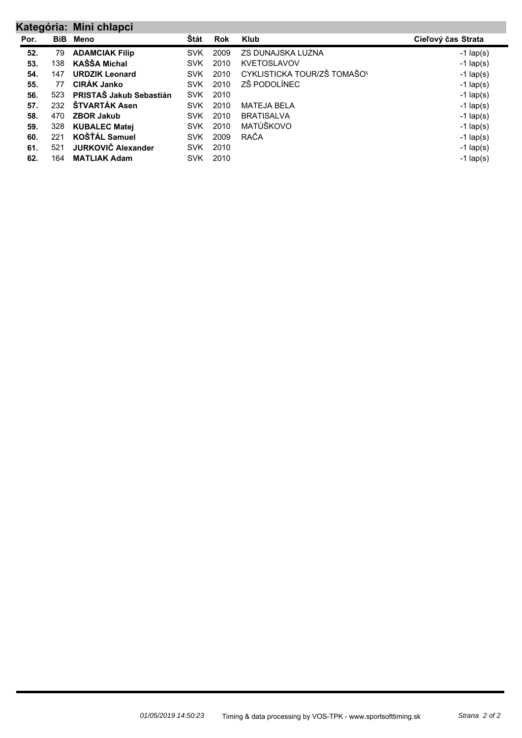## Kategória: Mini chlapci

| Por. | BiB | Meno | Štát | Rok | Klub | Cieľový čas | Strata |
|---|---|---|---|---|---|---|---|
| 52. | 79 | **ADAMCIAK Filip** | SVK | 2009 | ZS DUNAJSKA LUZNA | | -1 lap(s) |
| 53. | 138 | **KAŠŠA Michal** | SVK | 2010 | KVETOSLAVOV | | -1 lap(s) |
| 54. | 147 | **URDZIK Leonard** | SVK | 2010 | CYKLISTICKA TOUR/ZŠ TOMAŠOV | | -1 lap(s) |
| 55. | 77 | **CIRÁK Janko** | SVK | 2010 | ZŠ PODOLÍNEC | | -1 lap(s) |
| 56. | 523 | **PRISTAŠ Jakub Sebastián** | SVK | 2010 | | | -1 lap(s) |
| 57. | 232 | **ŠTVARTÁK Asen** | SVK | 2010 | MATEJA BELA | | -1 lap(s) |
| 58. | 470 | **ZBOR Jakub** | SVK | 2010 | BRATISALVA | | -1 lap(s) |
| 59. | 328 | **KUBALEC Matej** | SVK | 2010 | MATÚŠKOVO | | -1 lap(s) |
| 60. | 221 | **KOŠŤÁL Samuel** | SVK | 2009 | RAČA | | -1 lap(s) |
| 61. | 521 | **JURKOVIČ Alexander** | SVK | 2010 | | | -1 lap(s) |
| 62. | 164 | **MATLIAK Adam** | SVK | 2010 | | | -1 lap(s) |

*01/05/2019 14:50:23* Timing & data processing by VOS-TPK - www.sportsofttiming.sk